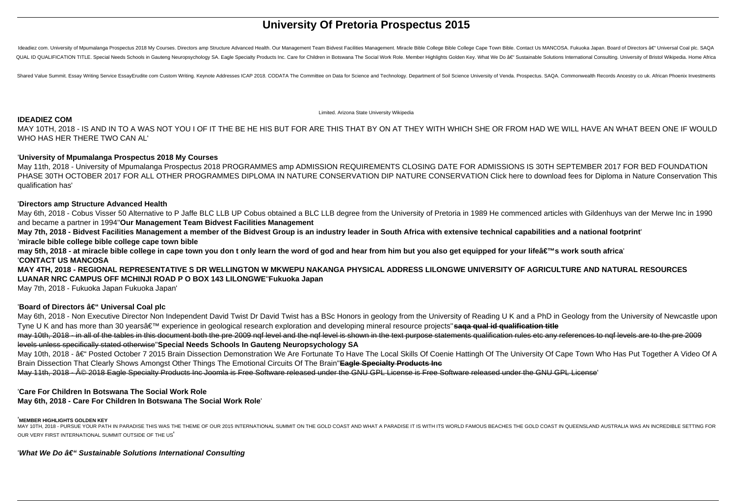# University Of Pretoria Prospectus 2015

Ideadiez com. University of Mpumalanga Prospectus 2018 My Courses. Directors amp Structure Advanced Health. Our Management Team Bidvest Facilities Management. Miracle Bible College Bible College Cape Town Bible. Contact Us MANCOSA. Fukuoka Japan. Board of Directors â€" Universal Coal plc. SAQA QUAL ID QUALIFICATION TITLE. Special Needs Schools in Gauteng Neuropsychology SA. Eagle Specialty Products Inc. Care for Children in Botswana The Social Work Role. Member Highlights Golden Key. What We Do â€" Sustainable Solutions International Consulting. University of Bristol Wikipedia. Home Africa Shared Value Summit. Essay Writing Service EssayErudite com Custom Writing. Keynote Addresses ICAP 2018. CODATA The Committee on Data for Science and Technology. Department of Soil Science University of Venda. Prospectus. SAQA. Commonwealth Records Ancestry co uk. African Phoenix Investments Limited. Arizona State University Wikipedia

**IDEADIEZ COM**

MAY 10TH, 2018 - IS AND IN TO A WAS NOT YOU I OF IT THE BE HE HIS BUT FOR ARE THIS THAT BY ON AT THEY WITH WHICH SHE OR FROM HAD WE WILL HAVE AN WHAT BEEN ONE IF WOULD WHO HAS HER THERE TWO CAN AL'

'**University of Mpumalanga Prospectus 2018 My Courses**

May 11th, 2018 - University of Mpumalanga Prospectus 2018 PROGRAMMES amp ADMISSION REQUIREMENTS CLOSING DATE FOR ADMISSIONS IS 30TH SEPTEMBER 2017 FOR BED FOUNDATION PHASE 30TH OCTOBER 2017 FOR ALL OTHER PROGRAMMES DIPLOMA IN NATURE CONSERVATION DIP NATURE CONSERVATION Click here to download fees for Diploma in Nature Conservation This qualification has'

'**Directors amp Structure Advanced Health**

May 6th, 2018 - Cobus Visser 50 Alternative to P Jaffe BLC LLB UP Cobus obtained a BLC LLB degree from the University of Pretoria in 1989 He commenced articles with Gildenhuys van der Merwe Inc in 1990 and became a partner in 1994''**Our Management Team Bidvest Facilities Management**

**May 7th, 2018 - Bidvest Facilities Management a member of the Bidvest Group is an industry leader in South Africa with extensive technical capabilities and a national footprint**'

'**miracle bible college bible college cape town bible**

**may 5th, 2018 - at miracle bible college in cape town you don t only learn the word of god and hear from him but you also get equipped for your lifeâ€™s work south africa**'

'**CONTACT US MANCOSA**

**MAY 4TH, 2018 - REGIONAL REPRESENTATIVE S DR WELLINGTON W MKWEPU NAKANGA PHYSICAL ADDRESS LILONGWE UNIVERSITY OF AGRICULTURE AND NATURAL RESOURCES LUANAR NRC CAMPUS OFF MCHINJI ROAD P O BOX 143 LILONGWE**''**Fukuoka Japan**

May 7th, 2018 - Fukuoka Japan Fukuoka Japan'

'**Board of Directors â€" Universal Coal plc**

May 6th, 2018 - Non Executive Director Non Independent David Twist Dr David Twist has a BSc Honors in geology from the University of Reading U K and a PhD in Geology from the University of Newcastle upon Tyne U K and has more than 30 yearsâ€™ experience in geological research exploration and developing mineral resource projects''**saqa qual id qualification title**

~~may 10th, 2018 - in all of the tables in this document both the pre 2009 nqf level and the nqf level is shown in the text purpose statements qualification rules etc any references to nqf levels are to the pre 2009 levels unless specifically stated otherwise~~''**Special Needs Schools In Gauteng Neuropsychology SA**

May 10th, 2018 - â€" Posted October 7 2015 Brain Dissection Demonstration We Are Fortunate To Have The Local Skills Of Coenie Hattingh Of The University Of Cape Town Who Has Put Together A Video Of A Brain Dissection That Clearly Shows Amongst Other Things The Emotional Circuits Of The Brain''**Eagle Specialty Products Inc**

~~May 11th, 2018 - Â© 2018 Eagle Specialty Products Inc Joomla is Free Software released under the GNU GPL License is Free Software released under the GNU GPL License~~'

'**Care For Children In Botswana The Social Work Role**

**May 6th, 2018 - Care For Children In Botswana The Social Work Role**'

'**MEMBER HIGHLIGHTS GOLDEN KEY**

MAY 10TH, 2018 - PURSUE YOUR PATH IN PARADISE THIS WAS THE THEME OF OUR 2015 INTERNATIONAL SUMMIT ON THE GOLD COAST AND WHAT A PARADISE IT IS WITH ITS WORLD FAMOUS BEACHES THE GOLD COAST IN QUEENSLAND AUSTRALIA WAS AN INCREDIBLE SETTING FOR OUR VERY FIRST INTERNATIONAL SUMMIT OUTSIDE OF THE US'

'***What We Do â€" Sustainable Solutions International Consulting***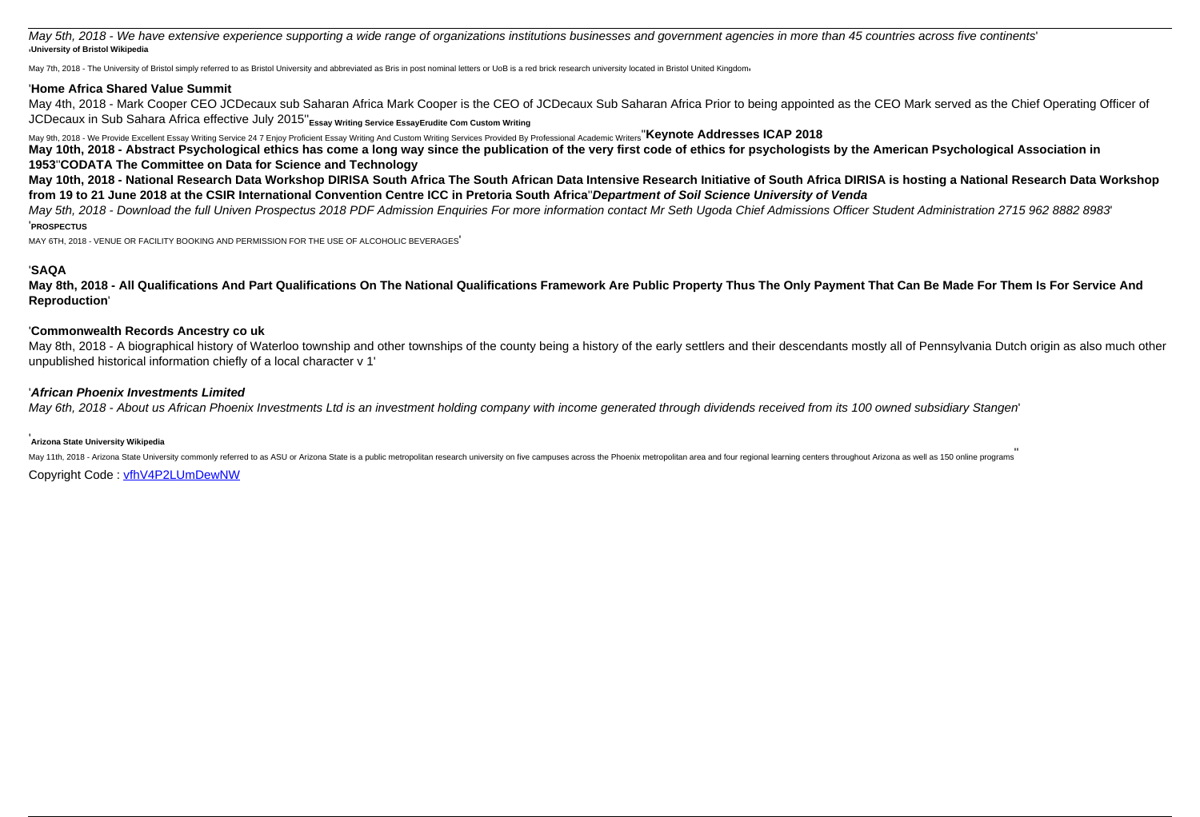*May 5th, 2018 - We have extensive experience supporting a wide range of organizations institutions businesses and government agencies in more than 45 countries across five continents'*
'**University of Bristol Wikipedia**

May 7th, 2018 - The University of Bristol simply referred to as Bristol University and abbreviated as Bris in post nominal letters or UoB is a red brick research university located in Bristol United Kingdom'

'**Home Africa Shared Value Summit**

May 4th, 2018 - Mark Cooper CEO JCDecaux sub Saharan Africa Mark Cooper is the CEO of JCDecaux Sub Saharan Africa Prior to being appointed as the CEO Mark served as the Chief Operating Officer of JCDecaux in Sub Sahara Africa effective July 2015''**Essay Writing Service EssayErudite Com Custom Writing**

May 9th, 2018 - We Provide Excellent Essay Writing Service 24 7 Enjoy Proficient Essay Writing And Custom Writing Services Provided By Professional Academic Writers''**Keynote Addresses ICAP 2018**

**May 10th, 2018 - Abstract Psychological ethics has come a long way since the publication of the very first code of ethics for psychologists by the American Psychological Association in 1953''CODATA The Committee on Data for Science and Technology**

**May 10th, 2018 - National Research Data Workshop DIRISA South Africa The South African Data Intensive Research Initiative of South Africa DIRISA is hosting a National Research Data Workshop from 19 to 21 June 2018 at the CSIR International Convention Centre ICC in Pretoria South Africa''*Department of Soil Science University of Venda***

*May 5th, 2018 - Download the full Univen Prospectus 2018 PDF Admission Enquiries For more information contact Mr Seth Ugoda Chief Admissions Officer Student Administration 2715 962 8882 8983'*
'**PROSPECTUS**

MAY 6TH, 2018 - VENUE OR FACILITY BOOKING AND PERMISSION FOR THE USE OF ALCOHOLIC BEVERAGES'

'**SAQA**

**May 8th, 2018 - All Qualifications And Part Qualifications On The National Qualifications Framework Are Public Property Thus The Only Payment That Can Be Made For Them Is For Service And Reproduction'**

'**Commonwealth Records Ancestry co uk**

May 8th, 2018 - A biographical history of Waterloo township and other townships of the county being a history of the early settlers and their descendants mostly all of Pennsylvania Dutch origin as also much other unpublished historical information chiefly of a local character v 1'

'***African Phoenix Investments Limited***

*May 6th, 2018 - About us African Phoenix Investments Ltd is an investment holding company with income generated through dividends received from its 100 owned subsidiary Stangen'*

'**Arizona State University Wikipedia**

May 11th, 2018 - Arizona State University commonly referred to as ASU or Arizona State is a public metropolitan research university on five campuses across the Phoenix metropolitan area and four regional learning centers throughout Arizona as well as 150 online programs''

Copyright Code : vfhV4P2LUmDewNW